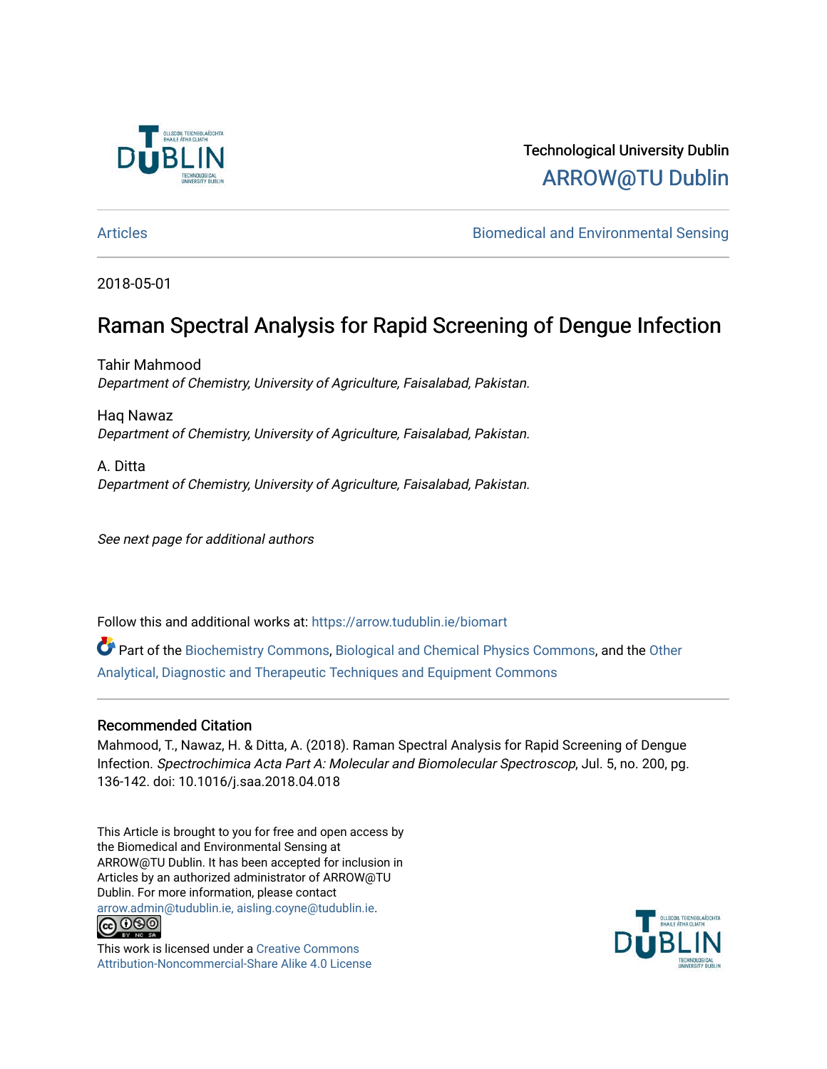Technological University Dublin

ARROW@TU Dublin

Articles

Biomedical and Environmental Sensing

2018-05-01

# Raman Spectral Analysis for Rapid Screening of Dengue Infection

Tahir Mahmood

*Department of Chemistry, University of Agriculture, Faisalabad, Pakistan.*

Haq Nawaz

*Department of Chemistry, University of Agriculture, Faisalabad, Pakistan.*

A. Ditta

*Department of Chemistry, University of Agriculture, Faisalabad, Pakistan.*

*See next page for additional authors*

Follow this and additional works at: https://arrow.tudublin.ie/biomart

Part of the Biochemistry Commons, Biological and Chemical Physics Commons, and the Other Analytical, Diagnostic and Therapeutic Techniques and Equipment Commons

## Recommended Citation

Mahmood, T., Nawaz, H. & Ditta, A. (2018). Raman Spectral Analysis for Rapid Screening of Dengue Infection. *Spectrochimica Acta Part A: Molecular and Biomolecular Spectroscop*, Jul. 5, no. 200, pg. 136-142. doi: 10.1016/j.saa.2018.04.018

This Article is brought to you for free and open access by the Biomedical and Environmental Sensing at ARROW@TU Dublin. It has been accepted for inclusion in Articles by an authorized administrator of ARROW@TU Dublin. For more information, please contact arrow.admin@tudublin.ie, aisling.coyne@tudublin.ie.

This work is licensed under a Creative Commons Attribution-Noncommercial-Share Alike 4.0 License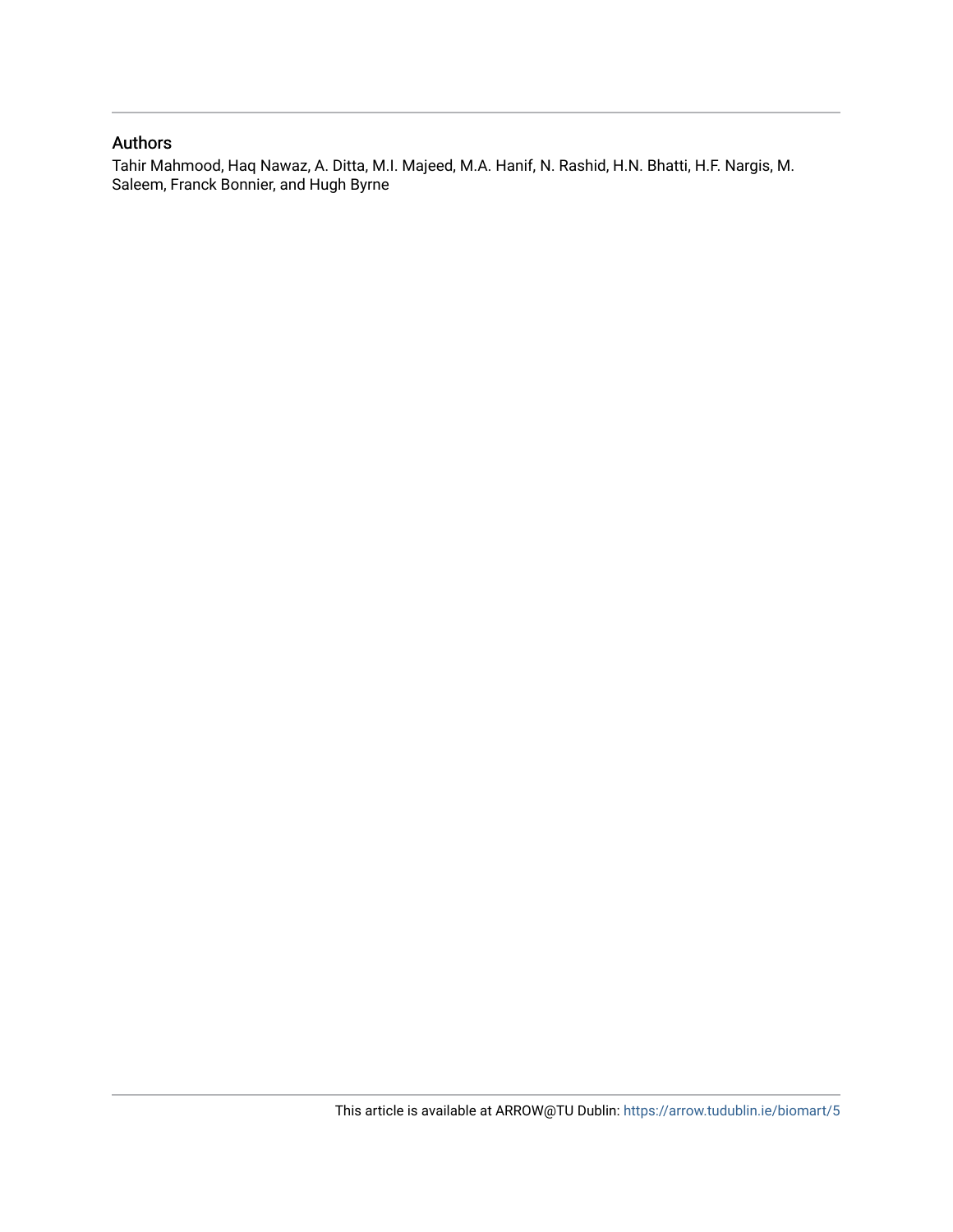## Authors

Tahir Mahmood, Haq Nawaz, A. Ditta, M.I. Majeed, M.A. Hanif, N. Rashid, H.N. Bhatti, H.F. Nargis, M. Saleem, Franck Bonnier, and Hugh Byrne

This article is available at ARROW@TU Dublin: https://arrow.tudublin.ie/biomart/5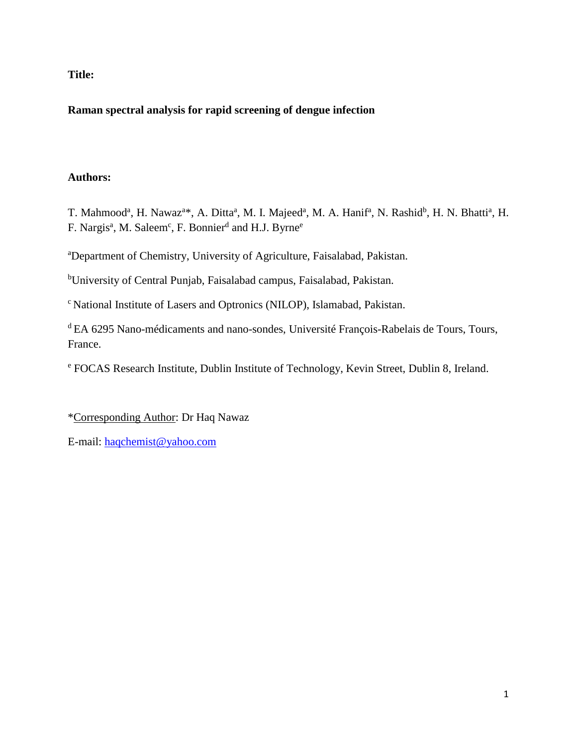**Title:**

**Raman spectral analysis for rapid screening of dengue infection**

**Authors:**

T. Mahmood[a], H. Nawaz[a]*, A. Ditta[a], M. I. Majeed[a], M. A. Hanif[a], N. Rashid[b], H. N. Bhatti[a], H. F. Nargis[a], M. Saleem[c], F. Bonnier[d] and H.J. Byrne[e]

[a]Department of Chemistry, University of Agriculture, Faisalabad, Pakistan.

[b]University of Central Punjab, Faisalabad campus, Faisalabad, Pakistan.

[c] National Institute of Lasers and Optronics (NILOP), Islamabad, Pakistan.

[d] EA 6295 Nano-médicaments and nano-sondes, Université François-Rabelais de Tours, Tours, France.

[e] FOCAS Research Institute, Dublin Institute of Technology, Kevin Street, Dublin 8, Ireland.

*Corresponding Author: Dr Haq Nawaz

E-mail: haqchemist@yahoo.com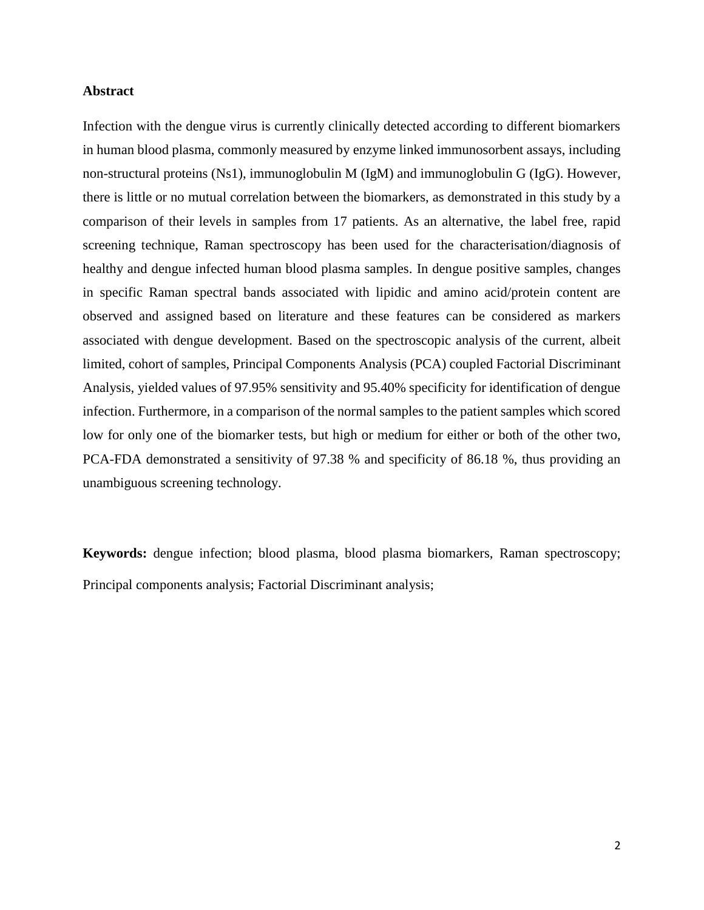## Abstract

Infection with the dengue virus is currently clinically detected according to different biomarkers in human blood plasma, commonly measured by enzyme linked immunosorbent assays, including non-structural proteins (Ns1), immunoglobulin M (IgM) and immunoglobulin G (IgG). However, there is little or no mutual correlation between the biomarkers, as demonstrated in this study by a comparison of their levels in samples from 17 patients. As an alternative, the label free, rapid screening technique, Raman spectroscopy has been used for the characterisation/diagnosis of healthy and dengue infected human blood plasma samples. In dengue positive samples, changes in specific Raman spectral bands associated with lipidic and amino acid/protein content are observed and assigned based on literature and these features can be considered as markers associated with dengue development. Based on the spectroscopic analysis of the current, albeit limited, cohort of samples, Principal Components Analysis (PCA) coupled Factorial Discriminant Analysis, yielded values of 97.95% sensitivity and 95.40% specificity for identification of dengue infection. Furthermore, in a comparison of the normal samples to the patient samples which scored low for only one of the biomarker tests, but high or medium for either or both of the other two, PCA-FDA demonstrated a sensitivity of 97.38 % and specificity of 86.18 %, thus providing an unambiguous screening technology.

**Keywords:** dengue infection; blood plasma, blood plasma biomarkers, Raman spectroscopy; Principal components analysis; Factorial Discriminant analysis;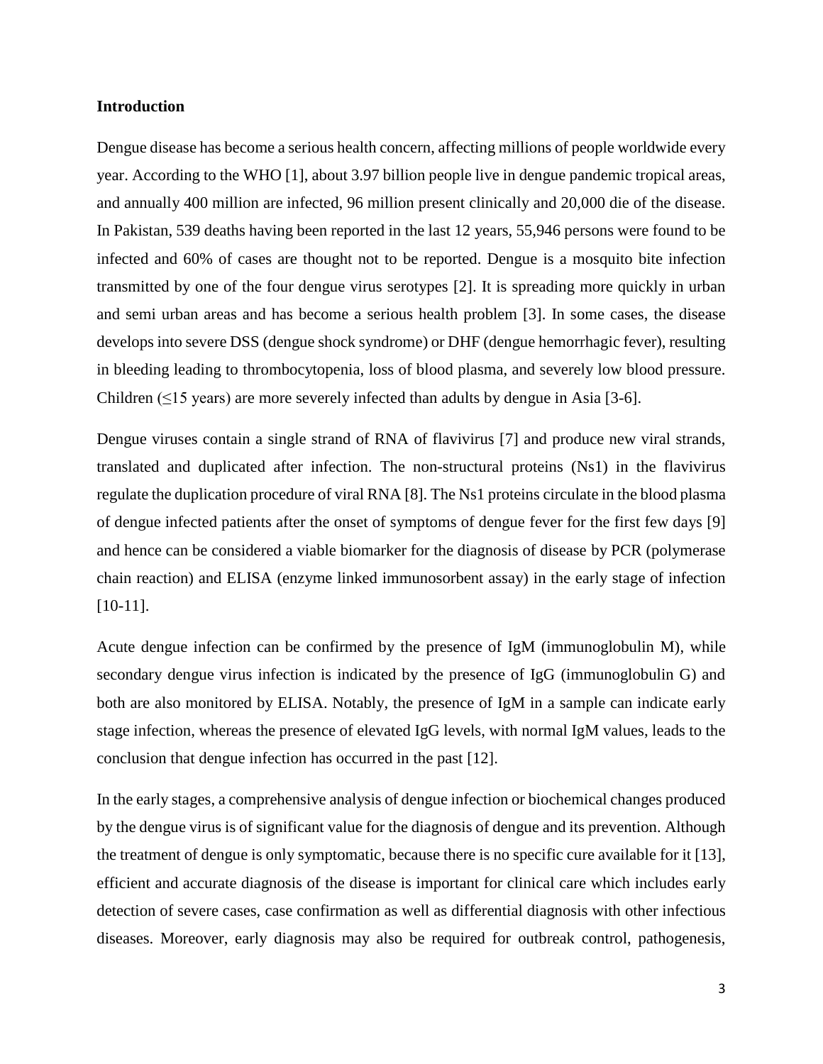## Introduction

Dengue disease has become a serious health concern, affecting millions of people worldwide every year. According to the WHO [1], about 3.97 billion people live in dengue pandemic tropical areas, and annually 400 million are infected, 96 million present clinically and 20,000 die of the disease. In Pakistan, 539 deaths having been reported in the last 12 years, 55,946 persons were found to be infected and 60% of cases are thought not to be reported. Dengue is a mosquito bite infection transmitted by one of the four dengue virus serotypes [2]. It is spreading more quickly in urban and semi urban areas and has become a serious health problem [3]. In some cases, the disease develops into severe DSS (dengue shock syndrome) or DHF (dengue hemorrhagic fever), resulting in bleeding leading to thrombocytopenia, loss of blood plasma, and severely low blood pressure. Children (≤15 years) are more severely infected than adults by dengue in Asia [3-6].

Dengue viruses contain a single strand of RNA of flavivirus [7] and produce new viral strands, translated and duplicated after infection. The non-structural proteins (Ns1) in the flavivirus regulate the duplication procedure of viral RNA [8]. The Ns1 proteins circulate in the blood plasma of dengue infected patients after the onset of symptoms of dengue fever for the first few days [9] and hence can be considered a viable biomarker for the diagnosis of disease by PCR (polymerase chain reaction) and ELISA (enzyme linked immunosorbent assay) in the early stage of infection [10-11].

Acute dengue infection can be confirmed by the presence of IgM (immunoglobulin M), while secondary dengue virus infection is indicated by the presence of IgG (immunoglobulin G) and both are also monitored by ELISA. Notably, the presence of IgM in a sample can indicate early stage infection, whereas the presence of elevated IgG levels, with normal IgM values, leads to the conclusion that dengue infection has occurred in the past [12].

In the early stages, a comprehensive analysis of dengue infection or biochemical changes produced by the dengue virus is of significant value for the diagnosis of dengue and its prevention. Although the treatment of dengue is only symptomatic, because there is no specific cure available for it [13], efficient and accurate diagnosis of the disease is important for clinical care which includes early detection of severe cases, case confirmation as well as differential diagnosis with other infectious diseases. Moreover, early diagnosis may also be required for outbreak control, pathogenesis,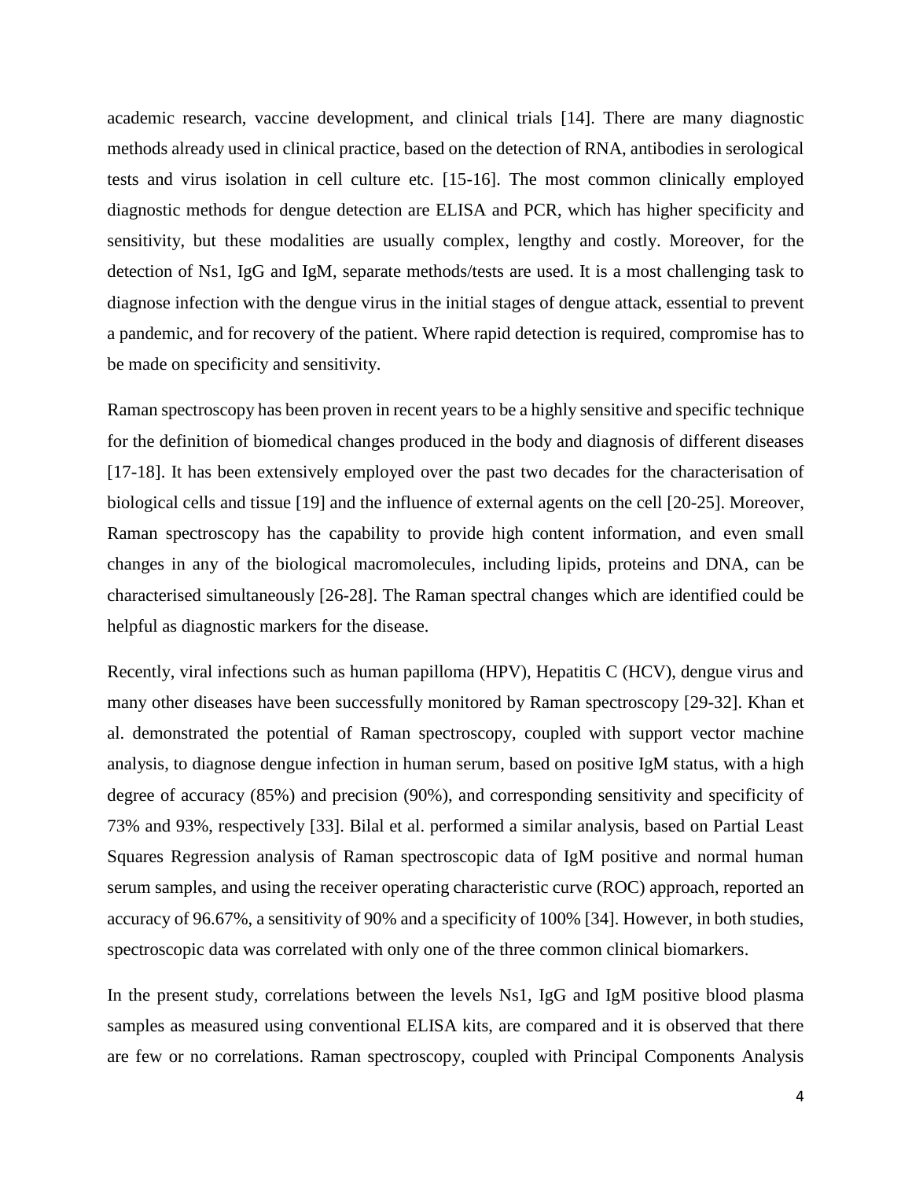academic research, vaccine development, and clinical trials [14]. There are many diagnostic methods already used in clinical practice, based on the detection of RNA, antibodies in serological tests and virus isolation in cell culture etc. [15-16]. The most common clinically employed diagnostic methods for dengue detection are ELISA and PCR, which has higher specificity and sensitivity, but these modalities are usually complex, lengthy and costly. Moreover, for the detection of Ns1, IgG and IgM, separate methods/tests are used. It is a most challenging task to diagnose infection with the dengue virus in the initial stages of dengue attack, essential to prevent a pandemic, and for recovery of the patient. Where rapid detection is required, compromise has to be made on specificity and sensitivity.

Raman spectroscopy has been proven in recent years to be a highly sensitive and specific technique for the definition of biomedical changes produced in the body and diagnosis of different diseases [17-18]. It has been extensively employed over the past two decades for the characterisation of biological cells and tissue [19] and the influence of external agents on the cell [20-25]. Moreover, Raman spectroscopy has the capability to provide high content information, and even small changes in any of the biological macromolecules, including lipids, proteins and DNA, can be characterised simultaneously [26-28]. The Raman spectral changes which are identified could be helpful as diagnostic markers for the disease.

Recently, viral infections such as human papilloma (HPV), Hepatitis C (HCV), dengue virus and many other diseases have been successfully monitored by Raman spectroscopy [29-32]. Khan et al. demonstrated the potential of Raman spectroscopy, coupled with support vector machine analysis, to diagnose dengue infection in human serum, based on positive IgM status, with a high degree of accuracy (85%) and precision (90%), and corresponding sensitivity and specificity of 73% and 93%, respectively [33]. Bilal et al. performed a similar analysis, based on Partial Least Squares Regression analysis of Raman spectroscopic data of IgM positive and normal human serum samples, and using the receiver operating characteristic curve (ROC) approach, reported an accuracy of 96.67%, a sensitivity of 90% and a specificity of 100% [34]. However, in both studies, spectroscopic data was correlated with only one of the three common clinical biomarkers.

In the present study, correlations between the levels Ns1, IgG and IgM positive blood plasma samples as measured using conventional ELISA kits, are compared and it is observed that there are few or no correlations. Raman spectroscopy, coupled with Principal Components Analysis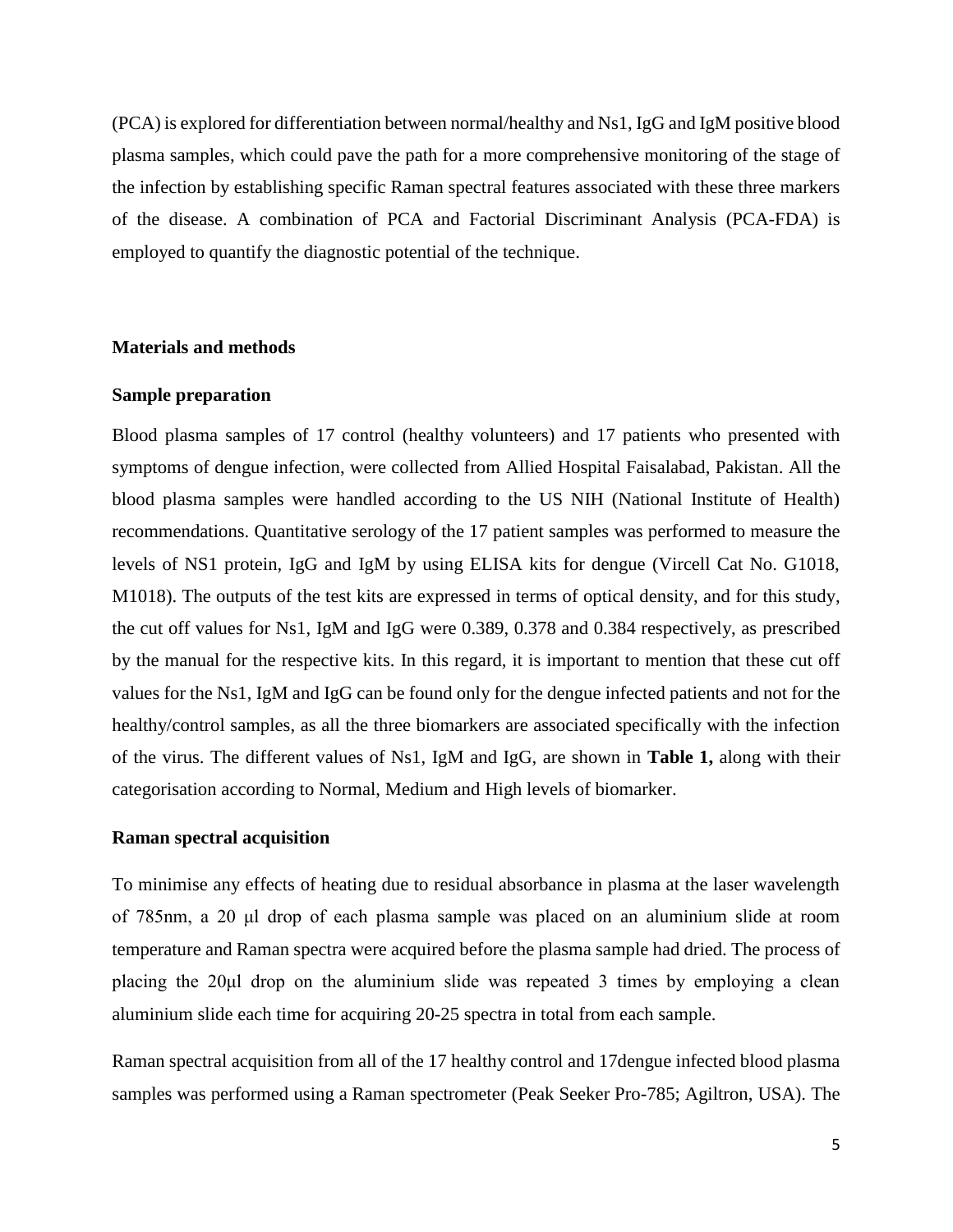(PCA) is explored for differentiation between normal/healthy and Ns1, IgG and IgM positive blood plasma samples, which could pave the path for a more comprehensive monitoring of the stage of the infection by establishing specific Raman spectral features associated with these three markers of the disease. A combination of PCA and Factorial Discriminant Analysis (PCA-FDA) is employed to quantify the diagnostic potential of the technique.

## Materials and methods

### Sample preparation

Blood plasma samples of 17 control (healthy volunteers) and 17 patients who presented with symptoms of dengue infection, were collected from Allied Hospital Faisalabad, Pakistan. All the blood plasma samples were handled according to the US NIH (National Institute of Health) recommendations. Quantitative serology of the 17 patient samples was performed to measure the levels of NS1 protein, IgG and IgM by using ELISA kits for dengue (Vircell Cat No. G1018, M1018). The outputs of the test kits are expressed in terms of optical density, and for this study, the cut off values for Ns1, IgM and IgG were 0.389, 0.378 and 0.384 respectively, as prescribed by the manual for the respective kits. In this regard, it is important to mention that these cut off values for the Ns1, IgM and IgG can be found only for the dengue infected patients and not for the healthy/control samples, as all the three biomarkers are associated specifically with the infection of the virus. The different values of Ns1, IgM and IgG, are shown in **Table 1,** along with their categorisation according to Normal, Medium and High levels of biomarker.

### Raman spectral acquisition

To minimise any effects of heating due to residual absorbance in plasma at the laser wavelength of 785nm, a 20 μl drop of each plasma sample was placed on an aluminium slide at room temperature and Raman spectra were acquired before the plasma sample had dried. The process of placing the 20μl drop on the aluminium slide was repeated 3 times by employing a clean aluminium slide each time for acquiring 20-25 spectra in total from each sample.

Raman spectral acquisition from all of the 17 healthy control and 17dengue infected blood plasma samples was performed using a Raman spectrometer (Peak Seeker Pro-785; Agiltron, USA). The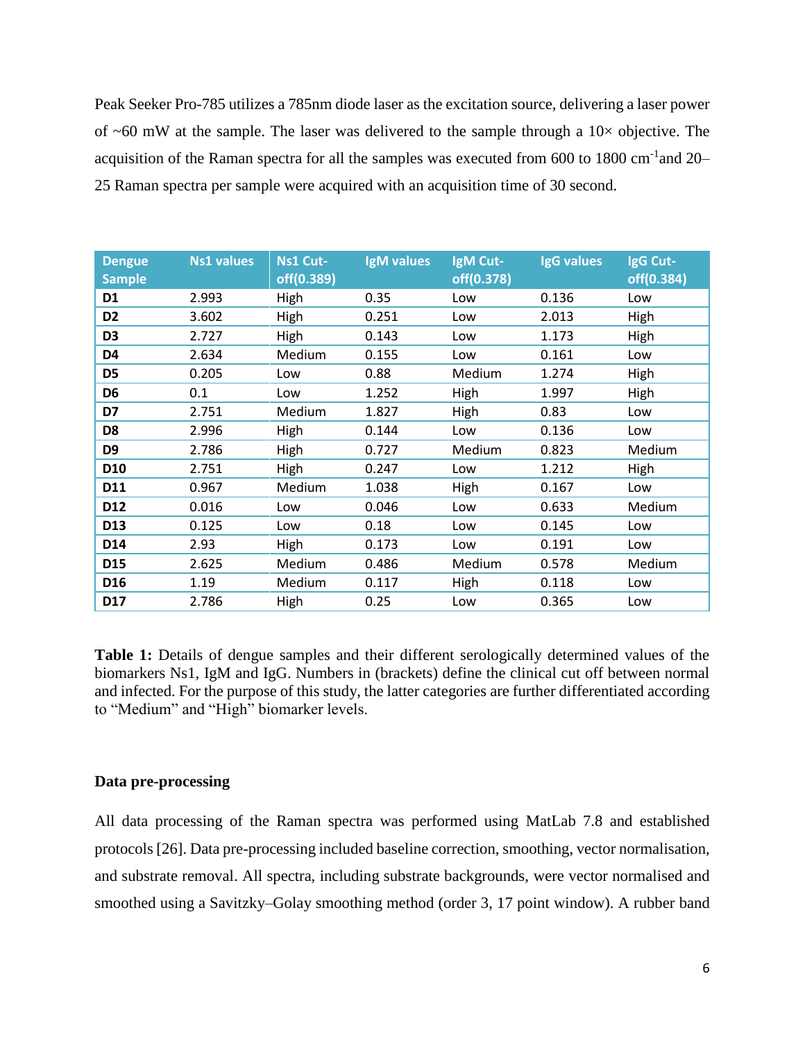Peak Seeker Pro-785 utilizes a 785nm diode laser as the excitation source, delivering a laser power of ~60 mW at the sample. The laser was delivered to the sample through a 10× objective. The acquisition of the Raman spectra for all the samples was executed from 600 to 1800 $cm^{-1}$and 20–25 Raman spectra per sample were acquired with an acquisition time of 30 second.

| Dengue Sample | Ns1 values | Ns1 Cut-off(0.389) | IgM values | IgM Cut-off(0.378) | IgG values | IgG Cut-off(0.384) |
|---|---|---|---|---|---|---|
| **D1** | 2.993 | High | 0.35 | Low | 0.136 | Low |
| **D2** | 3.602 | High | 0.251 | Low | 2.013 | High |
| **D3** | 2.727 | High | 0.143 | Low | 1.173 | High |
| **D4** | 2.634 | Medium | 0.155 | Low | 0.161 | Low |
| **D5** | 0.205 | Low | 0.88 | Medium | 1.274 | High |
| **D6** | 0.1 | Low | 1.252 | High | 1.997 | High |
| **D7** | 2.751 | Medium | 1.827 | High | 0.83 | Low |
| **D8** | 2.996 | High | 0.144 | Low | 0.136 | Low |
| **D9** | 2.786 | High | 0.727 | Medium | 0.823 | Medium |
| **D10** | 2.751 | High | 0.247 | Low | 1.212 | High |
| **D11** | 0.967 | Medium | 1.038 | High | 0.167 | Low |
| **D12** | 0.016 | Low | 0.046 | Low | 0.633 | Medium |
| **D13** | 0.125 | Low | 0.18 | Low | 0.145 | Low |
| **D14** | 2.93 | High | 0.173 | Low | 0.191 | Low |
| **D15** | 2.625 | Medium | 0.486 | Medium | 0.578 | Medium |
| **D16** | 1.19 | Medium | 0.117 | High | 0.118 | Low |
| **D17** | 2.786 | High | 0.25 | Low | 0.365 | Low |

**Table 1:** Details of dengue samples and their different serologically determined values of the biomarkers Ns1, IgM and IgG. Numbers in (brackets) define the clinical cut off between normal and infected. For the purpose of this study, the latter categories are further differentiated according to "Medium" and "High" biomarker levels.

**Data pre-processing**

All data processing of the Raman spectra was performed using MatLab 7.8 and established protocols [26]. Data pre-processing included baseline correction, smoothing, vector normalisation, and substrate removal. All spectra, including substrate backgrounds, were vector normalised and smoothed using a Savitzky–Golay smoothing method (order 3, 17 point window). A rubber band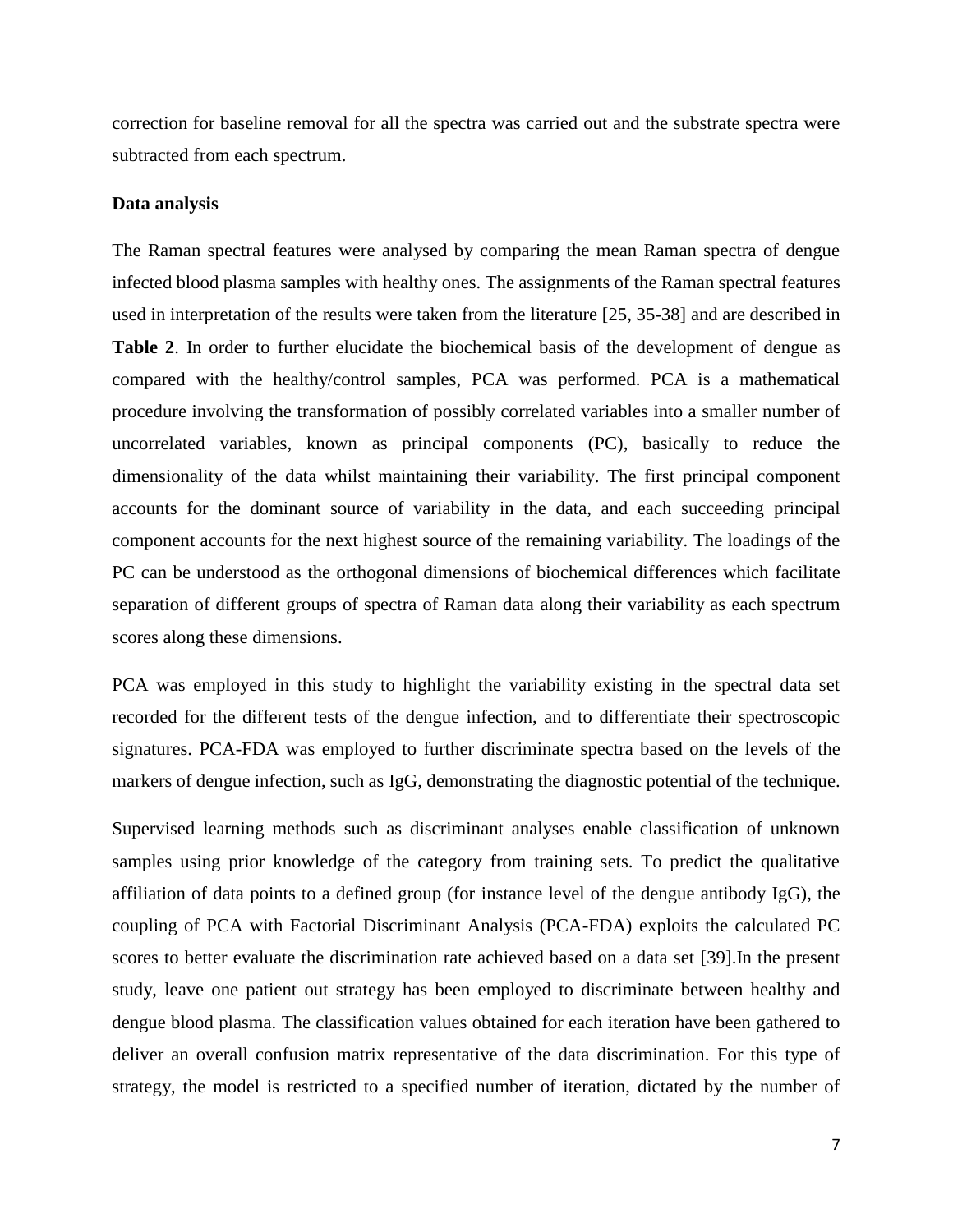correction for baseline removal for all the spectra was carried out and the substrate spectra were subtracted from each spectrum.

**Data analysis**

The Raman spectral features were analysed by comparing the mean Raman spectra of dengue infected blood plasma samples with healthy ones. The assignments of the Raman spectral features used in interpretation of the results were taken from the literature [25, 35-38] and are described in **Table 2**. In order to further elucidate the biochemical basis of the development of dengue as compared with the healthy/control samples, PCA was performed. PCA is a mathematical procedure involving the transformation of possibly correlated variables into a smaller number of uncorrelated variables, known as principal components (PC), basically to reduce the dimensionality of the data whilst maintaining their variability. The first principal component accounts for the dominant source of variability in the data, and each succeeding principal component accounts for the next highest source of the remaining variability. The loadings of the PC can be understood as the orthogonal dimensions of biochemical differences which facilitate separation of different groups of spectra of Raman data along their variability as each spectrum scores along these dimensions.

PCA was employed in this study to highlight the variability existing in the spectral data set recorded for the different tests of the dengue infection, and to differentiate their spectroscopic signatures. PCA-FDA was employed to further discriminate spectra based on the levels of the markers of dengue infection, such as IgG, demonstrating the diagnostic potential of the technique.

Supervised learning methods such as discriminant analyses enable classification of unknown samples using prior knowledge of the category from training sets. To predict the qualitative affiliation of data points to a defined group (for instance level of the dengue antibody IgG), the coupling of PCA with Factorial Discriminant Analysis (PCA-FDA) exploits the calculated PC scores to better evaluate the discrimination rate achieved based on a data set [39].In the present study, leave one patient out strategy has been employed to discriminate between healthy and dengue blood plasma. The classification values obtained for each iteration have been gathered to deliver an overall confusion matrix representative of the data discrimination. For this type of strategy, the model is restricted to a specified number of iteration, dictated by the number of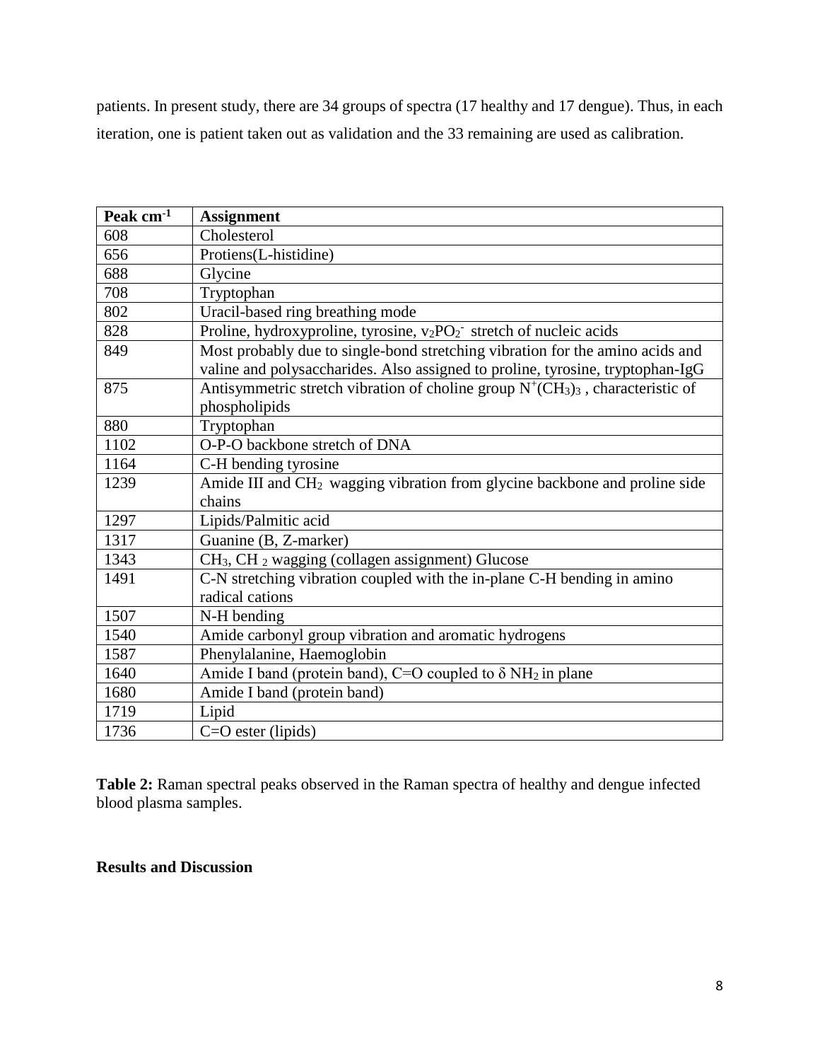patients. In present study, there are 34 groups of spectra (17 healthy and 17 dengue). Thus, in each iteration, one is patient taken out as validation and the 33 remaining are used as calibration.

| Peak $cm^{-1}$ | Assignment |
|---|---|
| 608 | Cholesterol |
| 656 | Protiens(L-histidine) |
| 688 | Glycine |
| 708 | Tryptophan |
| 802 | Uracil-based ring breathing mode |
| 828 | Proline, hydroxyproline, tyrosine, $v_2PO_2^-$ stretch of nucleic acids |
| 849 | Most probably due to single-bond stretching vibration for the amino acids and valine and polysaccharides. Also assigned to proline, tyrosine, tryptophan-IgG |
| 875 | Antisymmetric stretch vibration of choline group $N^+(CH_3)_3$ , characteristic of phospholipids |
| 880 | Tryptophan |
| 1102 | O-P-O backbone stretch of DNA |
| 1164 | C-H bending tyrosine |
| 1239 | Amide III and $CH_2$ wagging vibration from glycine backbone and proline side chains |
| 1297 | Lipids/Palmitic acid |
| 1317 | Guanine (B, Z-marker) |
| 1343 | $CH_3$, $CH_2$ wagging (collagen assignment) Glucose |
| 1491 | C-N stretching vibration coupled with the in-plane C-H bending in amino radical cations |
| 1507 | N-H bending |
| 1540 | Amide carbonyl group vibration and aromatic hydrogens |
| 1587 | Phenylalanine, Haemoglobin |
| 1640 | Amide I band (protein band), C=O coupled to $\delta$ $NH_2$ in plane |
| 1680 | Amide I band (protein band) |
| 1719 | Lipid |
| 1736 | C=O ester (lipids) |

**Table 2:** Raman spectral peaks observed in the Raman spectra of healthy and dengue infected blood plasma samples.

**Results and Discussion**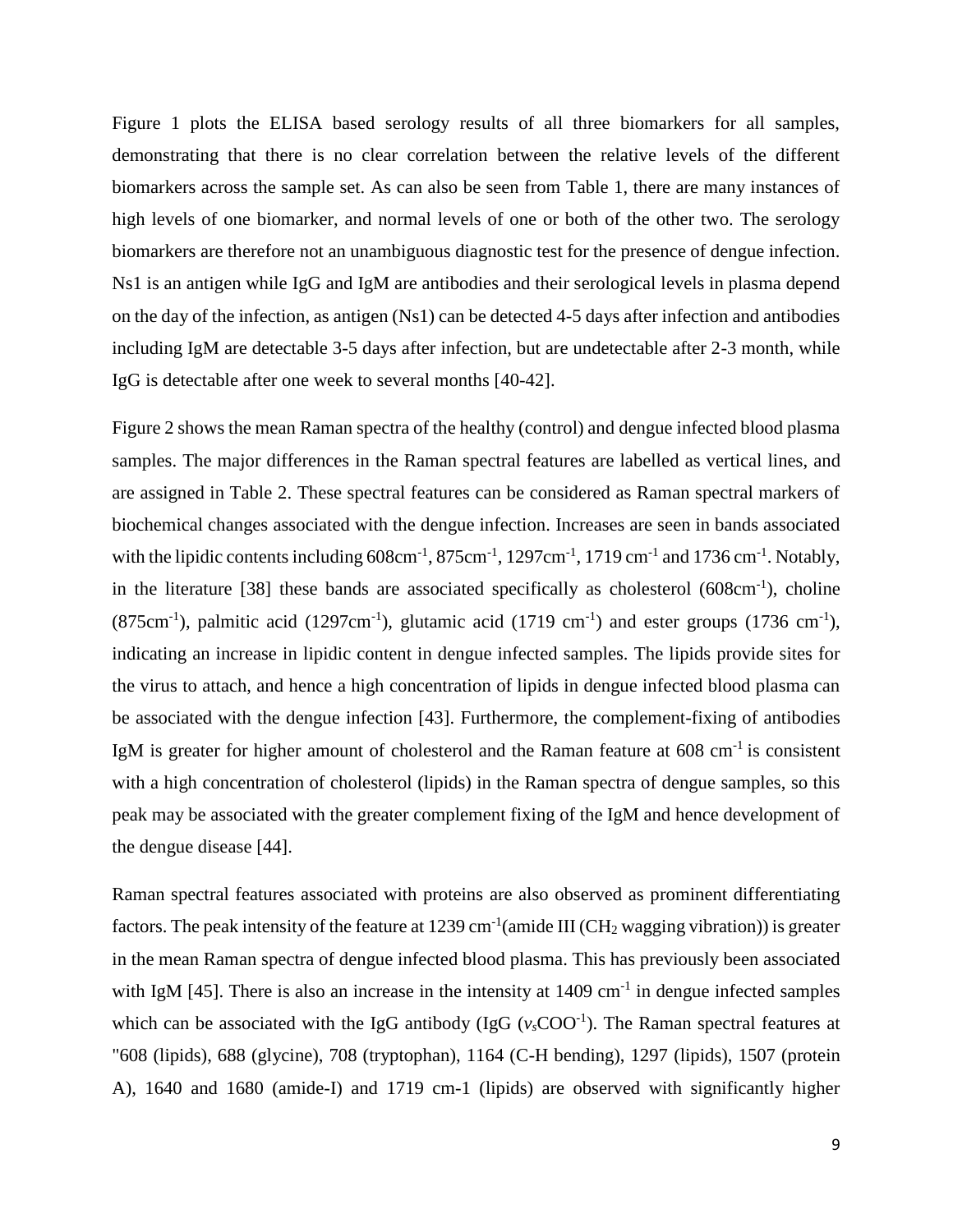Figure 1 plots the ELISA based serology results of all three biomarkers for all samples, demonstrating that there is no clear correlation between the relative levels of the different biomarkers across the sample set. As can also be seen from Table 1, there are many instances of high levels of one biomarker, and normal levels of one or both of the other two. The serology biomarkers are therefore not an unambiguous diagnostic test for the presence of dengue infection. Ns1 is an antigen while IgG and IgM are antibodies and their serological levels in plasma depend on the day of the infection, as antigen (Ns1) can be detected 4-5 days after infection and antibodies including IgM are detectable 3-5 days after infection, but are undetectable after 2-3 month, while IgG is detectable after one week to several months [40-42].

Figure 2 shows the mean Raman spectra of the healthy (control) and dengue infected blood plasma samples. The major differences in the Raman spectral features are labelled as vertical lines, and are assigned in Table 2. These spectral features can be considered as Raman spectral markers of biochemical changes associated with the dengue infection. Increases are seen in bands associated with the lipidic contents including 608cm$^{-1}$, 875cm$^{-1}$, 1297cm$^{-1}$, 1719 cm$^{-1}$ and 1736 cm$^{-1}$. Notably, in the literature [38] these bands are associated specifically as cholesterol (608cm$^{-1}$), choline (875cm$^{-1}$), palmitic acid (1297cm$^{-1}$), glutamic acid (1719 cm$^{-1}$) and ester groups (1736 cm$^{-1}$), indicating an increase in lipidic content in dengue infected samples. The lipids provide sites for the virus to attach, and hence a high concentration of lipids in dengue infected blood plasma can be associated with the dengue infection [43]. Furthermore, the complement-fixing of antibodies IgM is greater for higher amount of cholesterol and the Raman feature at 608 cm$^{-1}$ is consistent with a high concentration of cholesterol (lipids) in the Raman spectra of dengue samples, so this peak may be associated with the greater complement fixing of the IgM and hence development of the dengue disease [44].

Raman spectral features associated with proteins are also observed as prominent differentiating factors. The peak intensity of the feature at 1239 cm$^{-1}$(amide III ($CH_2$ wagging vibration)) is greater in the mean Raman spectra of dengue infected blood plasma. This has previously been associated with IgM [45]. There is also an increase in the intensity at 1409 cm$^{-1}$ in dengue infected samples which can be associated with the IgG antibody (IgG ($v_s$COO$^{-1}$). The Raman spectral features at "608 (lipids), 688 (glycine), 708 (tryptophan), 1164 (C-H bending), 1297 (lipids), 1507 (protein A), 1640 and 1680 (amide-I) and 1719 cm-1 (lipids) are observed with significantly higher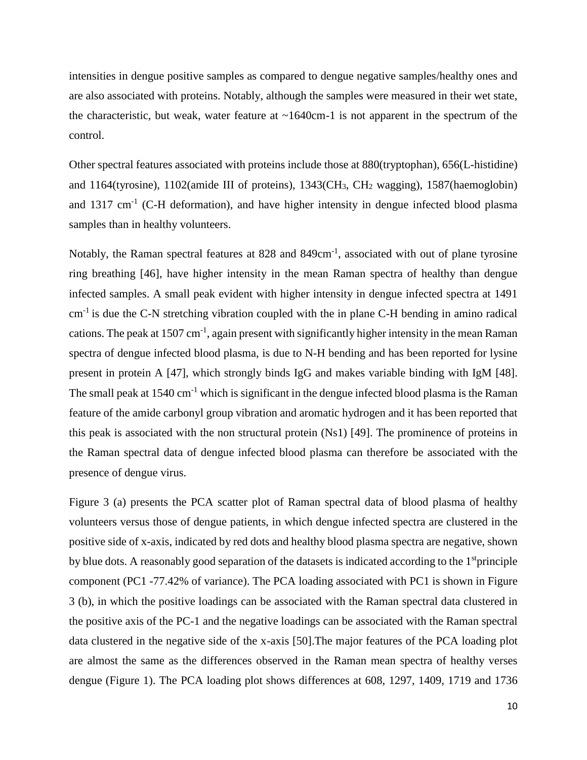intensities in dengue positive samples as compared to dengue negative samples/healthy ones and are also associated with proteins. Notably, although the samples were measured in their wet state, the characteristic, but weak, water feature at ~1640cm-1 is not apparent in the spectrum of the control.

Other spectral features associated with proteins include those at 880(tryptophan), 656(L-histidine) and 1164(tyrosine), 1102(amide III of proteins), 1343($CH_3$, $CH_2$ wagging), 1587(haemoglobin) and 1317 $cm^{-1}$ (C-H deformation), and have higher intensity in dengue infected blood plasma samples than in healthy volunteers.

Notably, the Raman spectral features at 828 and 849$cm^{-1}$, associated with out of plane tyrosine ring breathing [46], have higher intensity in the mean Raman spectra of healthy than dengue infected samples. A small peak evident with higher intensity in dengue infected spectra at 1491 $cm^{-1}$ is due the C-N stretching vibration coupled with the in plane C-H bending in amino radical cations. The peak at 1507 $cm^{-1}$, again present with significantly higher intensity in the mean Raman spectra of dengue infected blood plasma, is due to N-H bending and has been reported for lysine present in protein A [47], which strongly binds IgG and makes variable binding with IgM [48]. The small peak at 1540 $cm^{-1}$ which is significant in the dengue infected blood plasma is the Raman feature of the amide carbonyl group vibration and aromatic hydrogen and it has been reported that this peak is associated with the non structural protein (Ns1) [49]. The prominence of proteins in the Raman spectral data of dengue infected blood plasma can therefore be associated with the presence of dengue virus.

Figure 3 (a) presents the PCA scatter plot of Raman spectral data of blood plasma of healthy volunteers versus those of dengue patients, in which dengue infected spectra are clustered in the positive side of x-axis, indicated by red dots and healthy blood plasma spectra are negative, shown by blue dots. A reasonably good separation of the datasets is indicated according to the 1stprinciple component (PC1 -77.42% of variance). The PCA loading associated with PC1 is shown in Figure 3 (b), in which the positive loadings can be associated with the Raman spectral data clustered in the positive axis of the PC-1 and the negative loadings can be associated with the Raman spectral data clustered in the negative side of the x-axis [50].The major features of the PCA loading plot are almost the same as the differences observed in the Raman mean spectra of healthy verses dengue (Figure 1). The PCA loading plot shows differences at 608, 1297, 1409, 1719 and 1736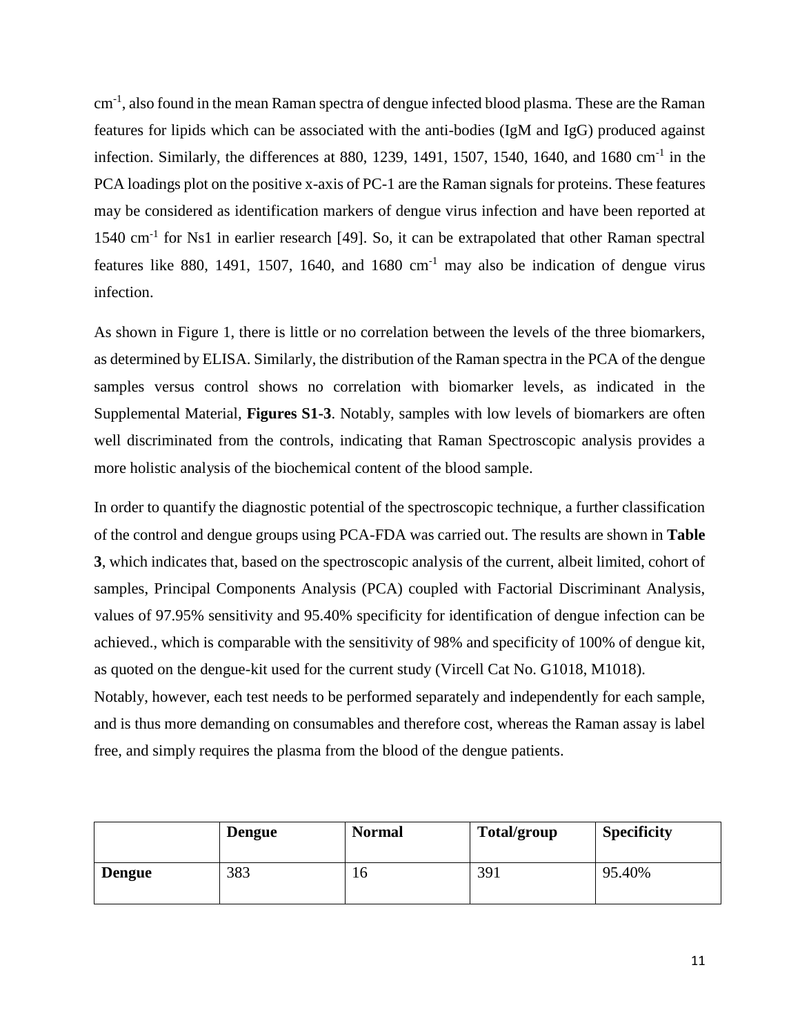$cm^{-1}$, also found in the mean Raman spectra of dengue infected blood plasma. These are the Raman features for lipids which can be associated with the anti-bodies (IgM and IgG) produced against infection. Similarly, the differences at 880, 1239, 1491, 1507, 1540, 1640, and 1680 $cm^{-1}$ in the PCA loadings plot on the positive x-axis of PC-1 are the Raman signals for proteins. These features may be considered as identification markers of dengue virus infection and have been reported at 1540 $cm^{-1}$ for Ns1 in earlier research [49]. So, it can be extrapolated that other Raman spectral features like 880, 1491, 1507, 1640, and 1680 $cm^{-1}$ may also be indication of dengue virus infection.

As shown in Figure 1, there is little or no correlation between the levels of the three biomarkers, as determined by ELISA. Similarly, the distribution of the Raman spectra in the PCA of the dengue samples versus control shows no correlation with biomarker levels, as indicated in the Supplemental Material, **Figures S1-3**. Notably, samples with low levels of biomarkers are often well discriminated from the controls, indicating that Raman Spectroscopic analysis provides a more holistic analysis of the biochemical content of the blood sample.

In order to quantify the diagnostic potential of the spectroscopic technique, a further classification of the control and dengue groups using PCA-FDA was carried out. The results are shown in **Table 3**, which indicates that, based on the spectroscopic analysis of the current, albeit limited, cohort of samples, Principal Components Analysis (PCA) coupled with Factorial Discriminant Analysis, values of 97.95% sensitivity and 95.40% specificity for identification of dengue infection can be achieved., which is comparable with the sensitivity of 98% and specificity of 100% of dengue kit, as quoted on the dengue-kit used for the current study (Vircell Cat No. G1018, M1018).
Notably, however, each test needs to be performed separately and independently for each sample, and is thus more demanding on consumables and therefore cost, whereas the Raman assay is label free, and simply requires the plasma from the blood of the dengue patients.

| | **Dengue** | **Normal** | **Total/group** | **Specificity** |
|---|---|---|---|---|
| **Dengue** | 383 | 16 | 391 | 95.40% |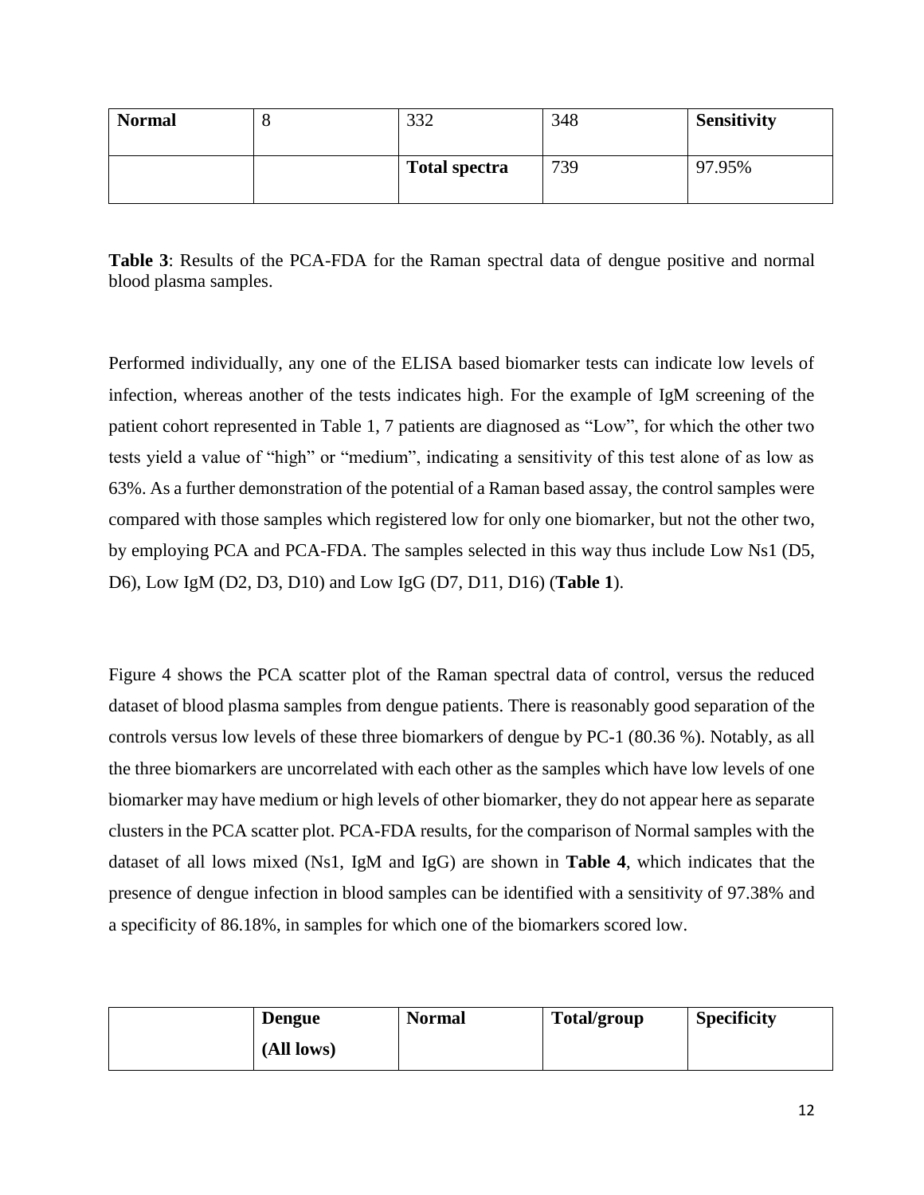| Normal | 8 | 332 | 348 | **Sensitivity** |
|---|---|---|---|---|
| | | **Total spectra** | 739 | 97.95% |

**Table 3**: Results of the PCA-FDA for the Raman spectral data of dengue positive and normal blood plasma samples.

Performed individually, any one of the ELISA based biomarker tests can indicate low levels of infection, whereas another of the tests indicates high. For the example of IgM screening of the patient cohort represented in Table 1, 7 patients are diagnosed as "Low", for which the other two tests yield a value of "high" or "medium", indicating a sensitivity of this test alone of as low as 63%. As a further demonstration of the potential of a Raman based assay, the control samples were compared with those samples which registered low for only one biomarker, but not the other two, by employing PCA and PCA-FDA. The samples selected in this way thus include Low Ns1 (D5, D6), Low IgM (D2, D3, D10) and Low IgG (D7, D11, D16) (**Table 1**).

Figure 4 shows the PCA scatter plot of the Raman spectral data of control, versus the reduced dataset of blood plasma samples from dengue patients. There is reasonably good separation of the controls versus low levels of these three biomarkers of dengue by PC-1 (80.36 %). Notably, as all the three biomarkers are uncorrelated with each other as the samples which have low levels of one biomarker may have medium or high levels of other biomarker, they do not appear here as separate clusters in the PCA scatter plot. PCA-FDA results, for the comparison of Normal samples with the dataset of all lows mixed (Ns1, IgM and IgG) are shown in **Table 4**, which indicates that the presence of dengue infection in blood samples can be identified with a sensitivity of 97.38% and a specificity of 86.18%, in samples for which one of the biomarkers scored low.

| | **Dengue (All lows)** | **Normal** | **Total/group** | **Specificity** |
|---|---|---|---|---|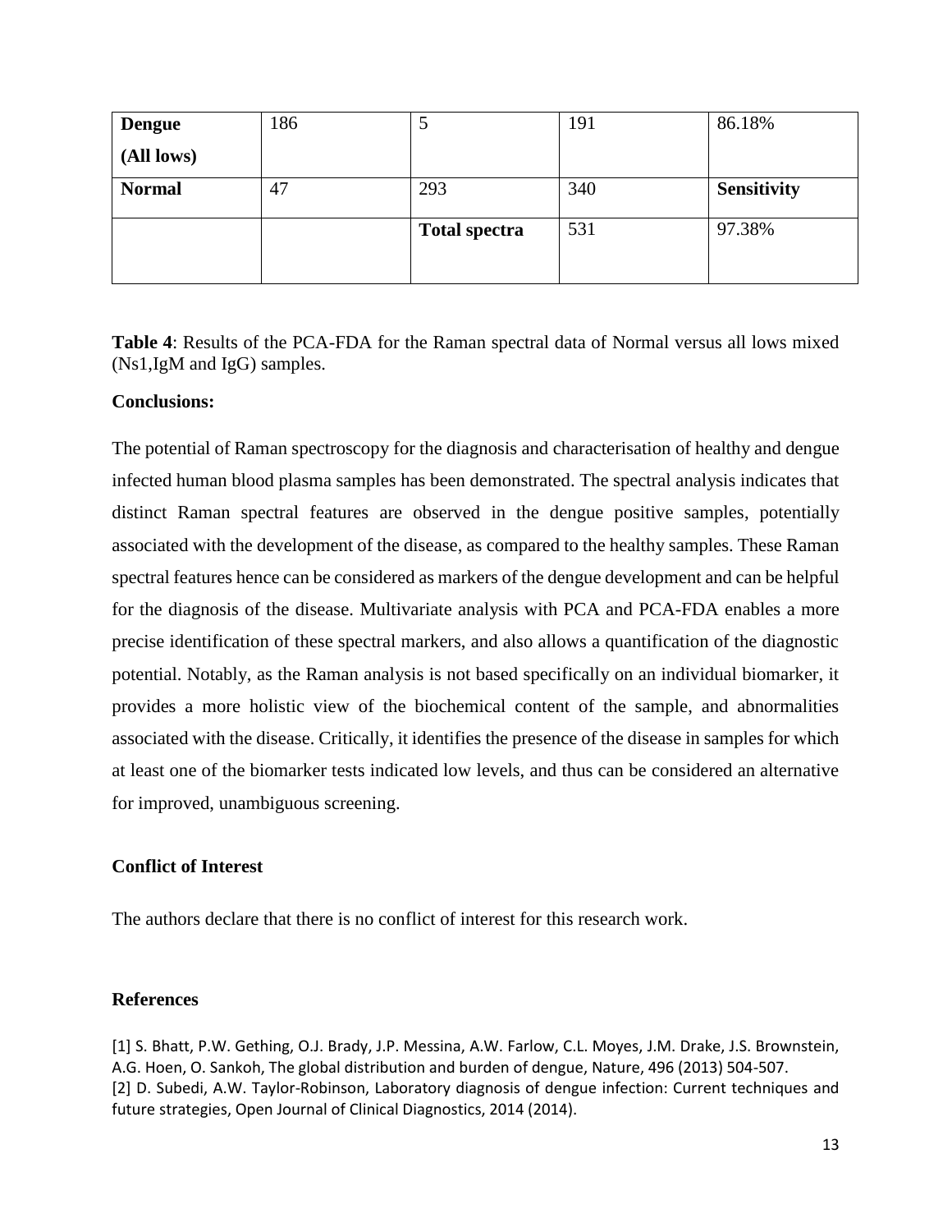| **Dengue (All lows)** | 186 | 5 | 191 | 86.18% |
|---|---|---|---|---|
| **Normal** | 47 | 293 | 340 | **Sensitivity** |
| | | **Total spectra** | 531 | 97.38% |

**Table 4**: Results of the PCA-FDA for the Raman spectral data of Normal versus all lows mixed (Ns1,IgM and IgG) samples.

**Conclusions:**

The potential of Raman spectroscopy for the diagnosis and characterisation of healthy and dengue infected human blood plasma samples has been demonstrated. The spectral analysis indicates that distinct Raman spectral features are observed in the dengue positive samples, potentially associated with the development of the disease, as compared to the healthy samples. These Raman spectral features hence can be considered as markers of the dengue development and can be helpful for the diagnosis of the disease. Multivariate analysis with PCA and PCA-FDA enables a more precise identification of these spectral markers, and also allows a quantification of the diagnostic potential. Notably, as the Raman analysis is not based specifically on an individual biomarker, it provides a more holistic view of the biochemical content of the sample, and abnormalities associated with the disease. Critically, it identifies the presence of the disease in samples for which at least one of the biomarker tests indicated low levels, and thus can be considered an alternative for improved, unambiguous screening.

**Conflict of Interest**

The authors declare that there is no conflict of interest for this research work.

**References**

[1] S. Bhatt, P.W. Gething, O.J. Brady, J.P. Messina, A.W. Farlow, C.L. Moyes, J.M. Drake, J.S. Brownstein, A.G. Hoen, O. Sankoh, The global distribution and burden of dengue, Nature, 496 (2013) 504-507.
[2] D. Subedi, A.W. Taylor-Robinson, Laboratory diagnosis of dengue infection: Current techniques and future strategies, Open Journal of Clinical Diagnostics, 2014 (2014).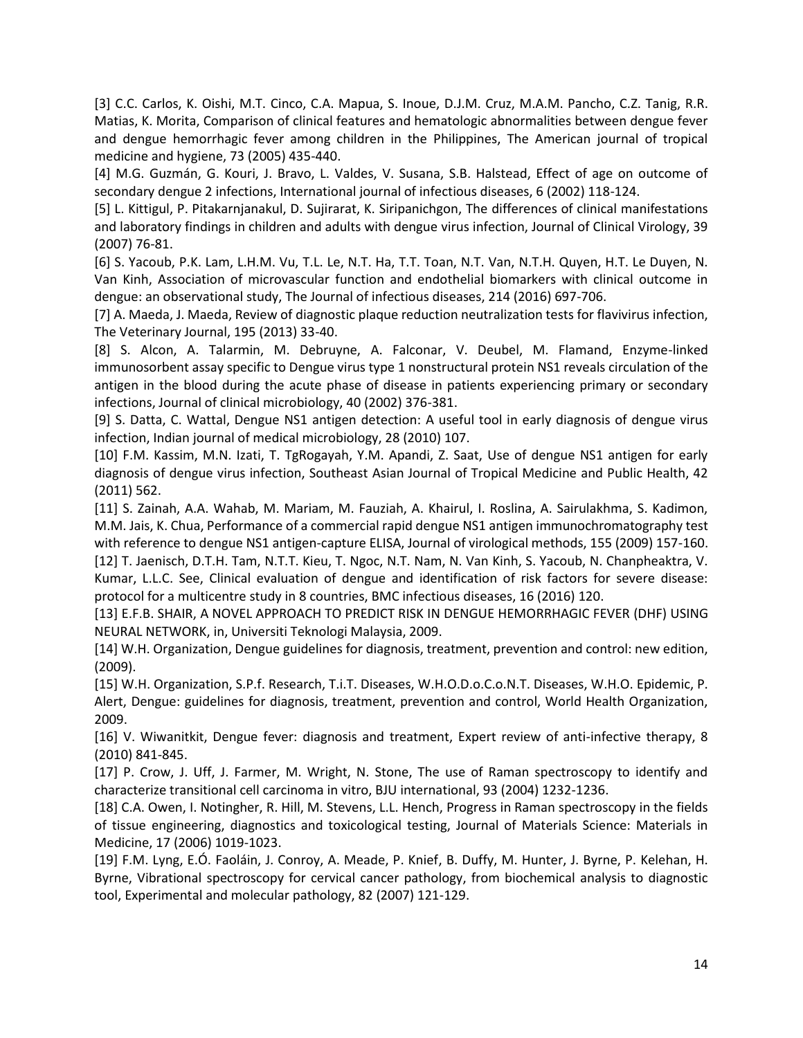[3] C.C. Carlos, K. Oishi, M.T. Cinco, C.A. Mapua, S. Inoue, D.J.M. Cruz, M.A.M. Pancho, C.Z. Tanig, R.R. Matias, K. Morita, Comparison of clinical features and hematologic abnormalities between dengue fever and dengue hemorrhagic fever among children in the Philippines, The American journal of tropical medicine and hygiene, 73 (2005) 435-440.

[4] M.G. Guzmán, G. Kouri, J. Bravo, L. Valdes, V. Susana, S.B. Halstead, Effect of age on outcome of secondary dengue 2 infections, International journal of infectious diseases, 6 (2002) 118-124.

[5] L. Kittigul, P. Pitakarnjanakul, D. Sujirarat, K. Siripanichgon, The differences of clinical manifestations and laboratory findings in children and adults with dengue virus infection, Journal of Clinical Virology, 39 (2007) 76-81.

[6] S. Yacoub, P.K. Lam, L.H.M. Vu, T.L. Le, N.T. Ha, T.T. Toan, N.T. Van, N.T.H. Quyen, H.T. Le Duyen, N. Van Kinh, Association of microvascular function and endothelial biomarkers with clinical outcome in dengue: an observational study, The Journal of infectious diseases, 214 (2016) 697-706.

[7] A. Maeda, J. Maeda, Review of diagnostic plaque reduction neutralization tests for flavivirus infection, The Veterinary Journal, 195 (2013) 33-40.

[8] S. Alcon, A. Talarmin, M. Debruyne, A. Falconar, V. Deubel, M. Flamand, Enzyme-linked immunosorbent assay specific to Dengue virus type 1 nonstructural protein NS1 reveals circulation of the antigen in the blood during the acute phase of disease in patients experiencing primary or secondary infections, Journal of clinical microbiology, 40 (2002) 376-381.

[9] S. Datta, C. Wattal, Dengue NS1 antigen detection: A useful tool in early diagnosis of dengue virus infection, Indian journal of medical microbiology, 28 (2010) 107.

[10] F.M. Kassim, M.N. Izati, T. TgRogayah, Y.M. Apandi, Z. Saat, Use of dengue NS1 antigen for early diagnosis of dengue virus infection, Southeast Asian Journal of Tropical Medicine and Public Health, 42 (2011) 562.

[11] S. Zainah, A.A. Wahab, M. Mariam, M. Fauziah, A. Khairul, I. Roslina, A. Sairulakhma, S. Kadimon, M.M. Jais, K. Chua, Performance of a commercial rapid dengue NS1 antigen immunochromatography test with reference to dengue NS1 antigen-capture ELISA, Journal of virological methods, 155 (2009) 157-160.

[12] T. Jaenisch, D.T.H. Tam, N.T.T. Kieu, T. Ngoc, N.T. Nam, N. Van Kinh, S. Yacoub, N. Chanpheaktra, V. Kumar, L.L.C. See, Clinical evaluation of dengue and identification of risk factors for severe disease: protocol for a multicentre study in 8 countries, BMC infectious diseases, 16 (2016) 120.

[13] E.F.B. SHAIR, A NOVEL APPROACH TO PREDICT RISK IN DENGUE HEMORRHAGIC FEVER (DHF) USING NEURAL NETWORK, in, Universiti Teknologi Malaysia, 2009.

[14] W.H. Organization, Dengue guidelines for diagnosis, treatment, prevention and control: new edition, (2009).

[15] W.H. Organization, S.P.f. Research, T.i.T. Diseases, W.H.O.D.o.C.o.N.T. Diseases, W.H.O. Epidemic, P. Alert, Dengue: guidelines for diagnosis, treatment, prevention and control, World Health Organization, 2009.

[16] V. Wiwanitkit, Dengue fever: diagnosis and treatment, Expert review of anti-infective therapy, 8 (2010) 841-845.

[17] P. Crow, J. Uff, J. Farmer, M. Wright, N. Stone, The use of Raman spectroscopy to identify and characterize transitional cell carcinoma in vitro, BJU international, 93 (2004) 1232-1236.

[18] C.A. Owen, I. Notingher, R. Hill, M. Stevens, L.L. Hench, Progress in Raman spectroscopy in the fields of tissue engineering, diagnostics and toxicological testing, Journal of Materials Science: Materials in Medicine, 17 (2006) 1019-1023.

[19] F.M. Lyng, E.Ó. Faoláin, J. Conroy, A. Meade, P. Knief, B. Duffy, M. Hunter, J. Byrne, P. Kelehan, H. Byrne, Vibrational spectroscopy for cervical cancer pathology, from biochemical analysis to diagnostic tool, Experimental and molecular pathology, 82 (2007) 121-129.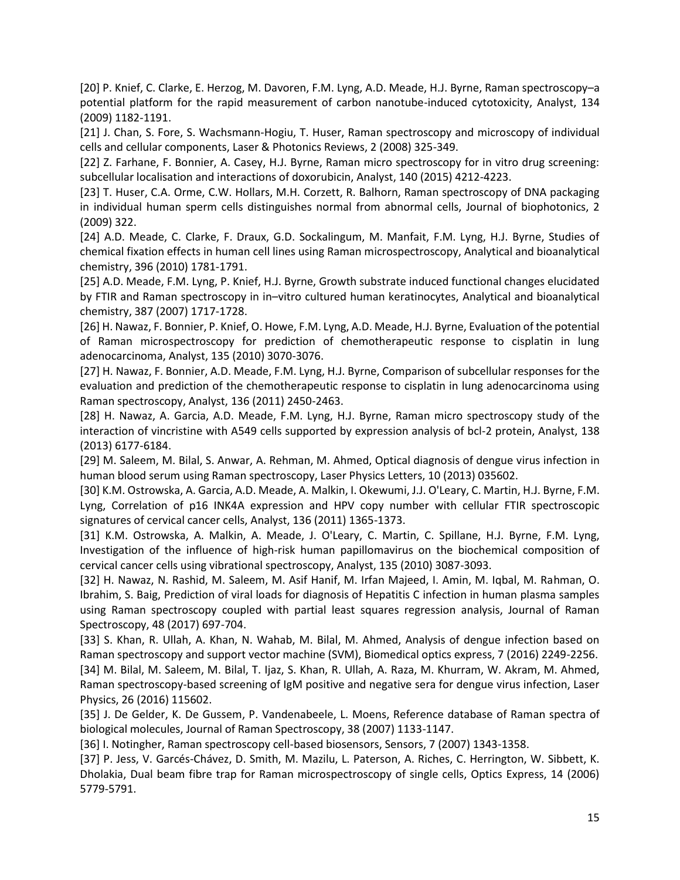[20] P. Knief, C. Clarke, E. Herzog, M. Davoren, F.M. Lyng, A.D. Meade, H.J. Byrne, Raman spectroscopy–a potential platform for the rapid measurement of carbon nanotube-induced cytotoxicity, Analyst, 134 (2009) 1182-1191.

[21] J. Chan, S. Fore, S. Wachsmann-Hogiu, T. Huser, Raman spectroscopy and microscopy of individual cells and cellular components, Laser & Photonics Reviews, 2 (2008) 325-349.

[22] Z. Farhane, F. Bonnier, A. Casey, H.J. Byrne, Raman micro spectroscopy for in vitro drug screening: subcellular localisation and interactions of doxorubicin, Analyst, 140 (2015) 4212-4223.

[23] T. Huser, C.A. Orme, C.W. Hollars, M.H. Corzett, R. Balhorn, Raman spectroscopy of DNA packaging in individual human sperm cells distinguishes normal from abnormal cells, Journal of biophotonics, 2 (2009) 322.

[24] A.D. Meade, C. Clarke, F. Draux, G.D. Sockalingum, M. Manfait, F.M. Lyng, H.J. Byrne, Studies of chemical fixation effects in human cell lines using Raman microspectroscopy, Analytical and bioanalytical chemistry, 396 (2010) 1781-1791.

[25] A.D. Meade, F.M. Lyng, P. Knief, H.J. Byrne, Growth substrate induced functional changes elucidated by FTIR and Raman spectroscopy in in–vitro cultured human keratinocytes, Analytical and bioanalytical chemistry, 387 (2007) 1717-1728.

[26] H. Nawaz, F. Bonnier, P. Knief, O. Howe, F.M. Lyng, A.D. Meade, H.J. Byrne, Evaluation of the potential of Raman microspectroscopy for prediction of chemotherapeutic response to cisplatin in lung adenocarcinoma, Analyst, 135 (2010) 3070-3076.

[27] H. Nawaz, F. Bonnier, A.D. Meade, F.M. Lyng, H.J. Byrne, Comparison of subcellular responses for the evaluation and prediction of the chemotherapeutic response to cisplatin in lung adenocarcinoma using Raman spectroscopy, Analyst, 136 (2011) 2450-2463.

[28] H. Nawaz, A. Garcia, A.D. Meade, F.M. Lyng, H.J. Byrne, Raman micro spectroscopy study of the interaction of vincristine with A549 cells supported by expression analysis of bcl-2 protein, Analyst, 138 (2013) 6177-6184.

[29] M. Saleem, M. Bilal, S. Anwar, A. Rehman, M. Ahmed, Optical diagnosis of dengue virus infection in human blood serum using Raman spectroscopy, Laser Physics Letters, 10 (2013) 035602.

[30] K.M. Ostrowska, A. Garcia, A.D. Meade, A. Malkin, I. Okewumi, J.J. O'Leary, C. Martin, H.J. Byrne, F.M. Lyng, Correlation of p16 INK4A expression and HPV copy number with cellular FTIR spectroscopic signatures of cervical cancer cells, Analyst, 136 (2011) 1365-1373.

[31] K.M. Ostrowska, A. Malkin, A. Meade, J. O'Leary, C. Martin, C. Spillane, H.J. Byrne, F.M. Lyng, Investigation of the influence of high-risk human papillomavirus on the biochemical composition of cervical cancer cells using vibrational spectroscopy, Analyst, 135 (2010) 3087-3093.

[32] H. Nawaz, N. Rashid, M. Saleem, M. Asif Hanif, M. Irfan Majeed, I. Amin, M. Iqbal, M. Rahman, O. Ibrahim, S. Baig, Prediction of viral loads for diagnosis of Hepatitis C infection in human plasma samples using Raman spectroscopy coupled with partial least squares regression analysis, Journal of Raman Spectroscopy, 48 (2017) 697-704.

[33] S. Khan, R. Ullah, A. Khan, N. Wahab, M. Bilal, M. Ahmed, Analysis of dengue infection based on Raman spectroscopy and support vector machine (SVM), Biomedical optics express, 7 (2016) 2249-2256.

[34] M. Bilal, M. Saleem, M. Bilal, T. Ijaz, S. Khan, R. Ullah, A. Raza, M. Khurram, W. Akram, M. Ahmed, Raman spectroscopy-based screening of IgM positive and negative sera for dengue virus infection, Laser Physics, 26 (2016) 115602.

[35] J. De Gelder, K. De Gussem, P. Vandenabeele, L. Moens, Reference database of Raman spectra of biological molecules, Journal of Raman Spectroscopy, 38 (2007) 1133-1147.

[36] I. Notingher, Raman spectroscopy cell-based biosensors, Sensors, 7 (2007) 1343-1358.

[37] P. Jess, V. Garcés-Chávez, D. Smith, M. Mazilu, L. Paterson, A. Riches, C. Herrington, W. Sibbett, K. Dholakia, Dual beam fibre trap for Raman microspectroscopy of single cells, Optics Express, 14 (2006) 5779-5791.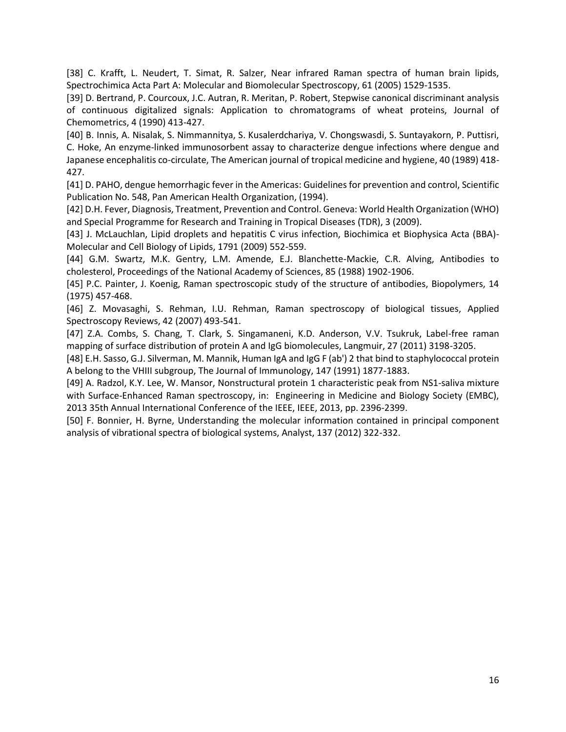[38] C. Krafft, L. Neudert, T. Simat, R. Salzer, Near infrared Raman spectra of human brain lipids, Spectrochimica Acta Part A: Molecular and Biomolecular Spectroscopy, 61 (2005) 1529-1535.

[39] D. Bertrand, P. Courcoux, J.C. Autran, R. Meritan, P. Robert, Stepwise canonical discriminant analysis of continuous digitalized signals: Application to chromatograms of wheat proteins, Journal of Chemometrics, 4 (1990) 413-427.

[40] B. Innis, A. Nisalak, S. Nimmannitya, S. Kusalerdchariya, V. Chongswasdi, S. Suntayakorn, P. Puttisri, C. Hoke, An enzyme-linked immunosorbent assay to characterize dengue infections where dengue and Japanese encephalitis co-circulate, The American journal of tropical medicine and hygiene, 40 (1989) 418-427.

[41] D. PAHO, dengue hemorrhagic fever in the Americas: Guidelines for prevention and control, Scientific Publication No. 548, Pan American Health Organization, (1994).

[42] D.H. Fever, Diagnosis, Treatment, Prevention and Control. Geneva: World Health Organization (WHO) and Special Programme for Research and Training in Tropical Diseases (TDR), 3 (2009).

[43] J. McLauchlan, Lipid droplets and hepatitis C virus infection, Biochimica et Biophysica Acta (BBA)-Molecular and Cell Biology of Lipids, 1791 (2009) 552-559.

[44] G.M. Swartz, M.K. Gentry, L.M. Amende, E.J. Blanchette-Mackie, C.R. Alving, Antibodies to cholesterol, Proceedings of the National Academy of Sciences, 85 (1988) 1902-1906.

[45] P.C. Painter, J. Koenig, Raman spectroscopic study of the structure of antibodies, Biopolymers, 14 (1975) 457-468.

[46] Z. Movasaghi, S. Rehman, I.U. Rehman, Raman spectroscopy of biological tissues, Applied Spectroscopy Reviews, 42 (2007) 493-541.

[47] Z.A. Combs, S. Chang, T. Clark, S. Singamaneni, K.D. Anderson, V.V. Tsukruk, Label-free raman mapping of surface distribution of protein A and IgG biomolecules, Langmuir, 27 (2011) 3198-3205.

[48] E.H. Sasso, G.J. Silverman, M. Mannik, Human IgA and IgG F (ab') 2 that bind to staphylococcal protein A belong to the VHIII subgroup, The Journal of Immunology, 147 (1991) 1877-1883.

[49] A. Radzol, K.Y. Lee, W. Mansor, Nonstructural protein 1 characteristic peak from NS1-saliva mixture with Surface-Enhanced Raman spectroscopy, in: Engineering in Medicine and Biology Society (EMBC), 2013 35th Annual International Conference of the IEEE, IEEE, 2013, pp. 2396-2399.

[50] F. Bonnier, H. Byrne, Understanding the molecular information contained in principal component analysis of vibrational spectra of biological systems, Analyst, 137 (2012) 322-332.